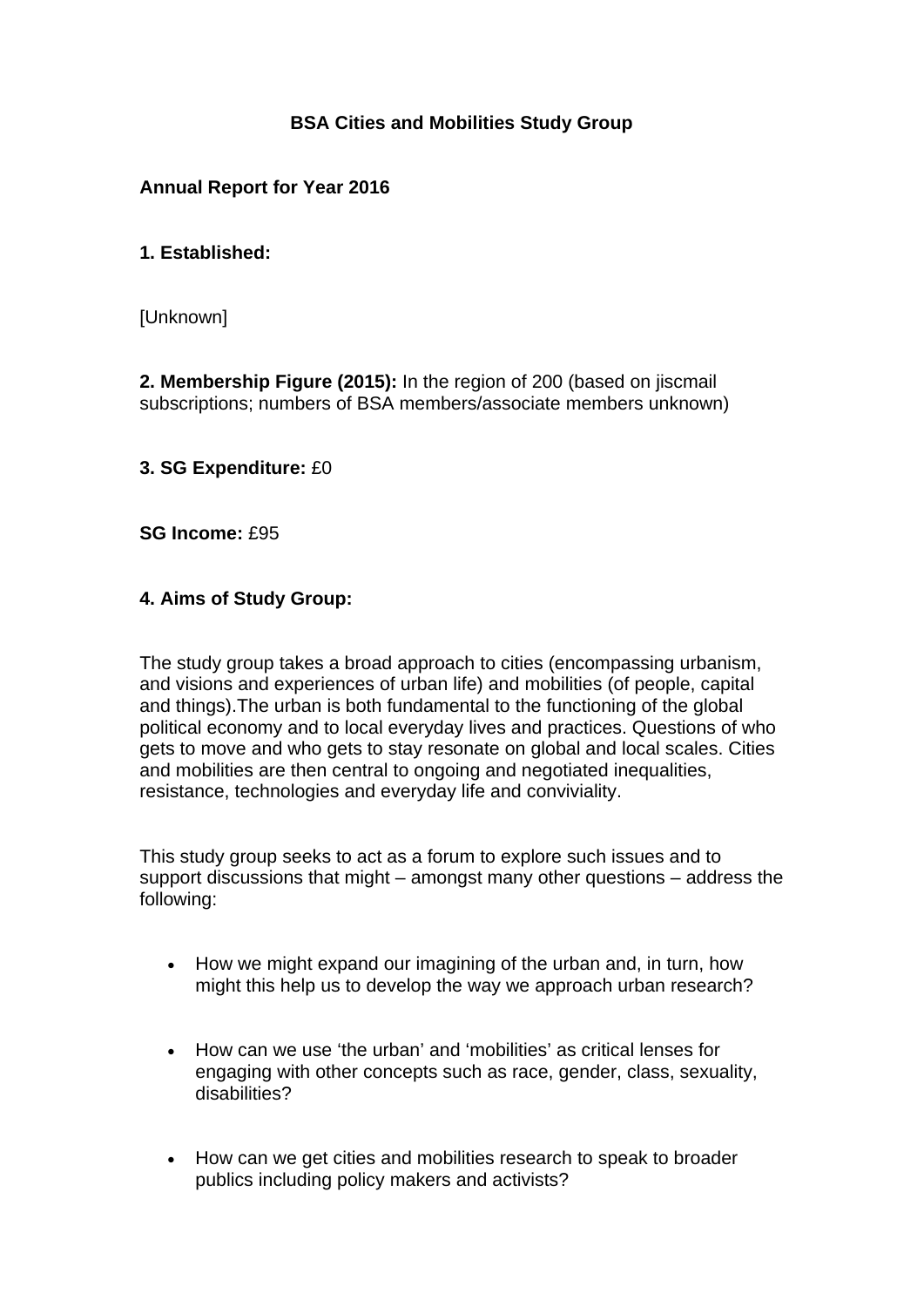# BSA Cities and Mobilities Study Group

**Annual Report for Year 2016**

**1. Established:**

[Unknown]

**2. Membership Figure (2015):** In the region of 200 (based on jiscmail subscriptions; numbers of BSA members/associate members unknown)

**3. SG Expenditure:** £0

**SG Income:** £95

**4. Aims of Study Group:**

The study group takes a broad approach to cities (encompassing urbanism, and visions and experiences of urban life) and mobilities (of people, capital and things).The urban is both fundamental to the functioning of the global political economy and to local everyday lives and practices. Questions of who gets to move and who gets to stay resonate on global and local scales. Cities and mobilities are then central to ongoing and negotiated inequalities, resistance, technologies and everyday life and conviviality.

This study group seeks to act as a forum to explore such issues and to support discussions that might – amongst many other questions – address the following:

- How we might expand our imagining of the urban and, in turn, how might this help us to develop the way we approach urban research?
- How can we use 'the urban' and 'mobilities' as critical lenses for engaging with other concepts such as race, gender, class, sexuality, disabilities?
- How can we get cities and mobilities research to speak to broader publics including policy makers and activists?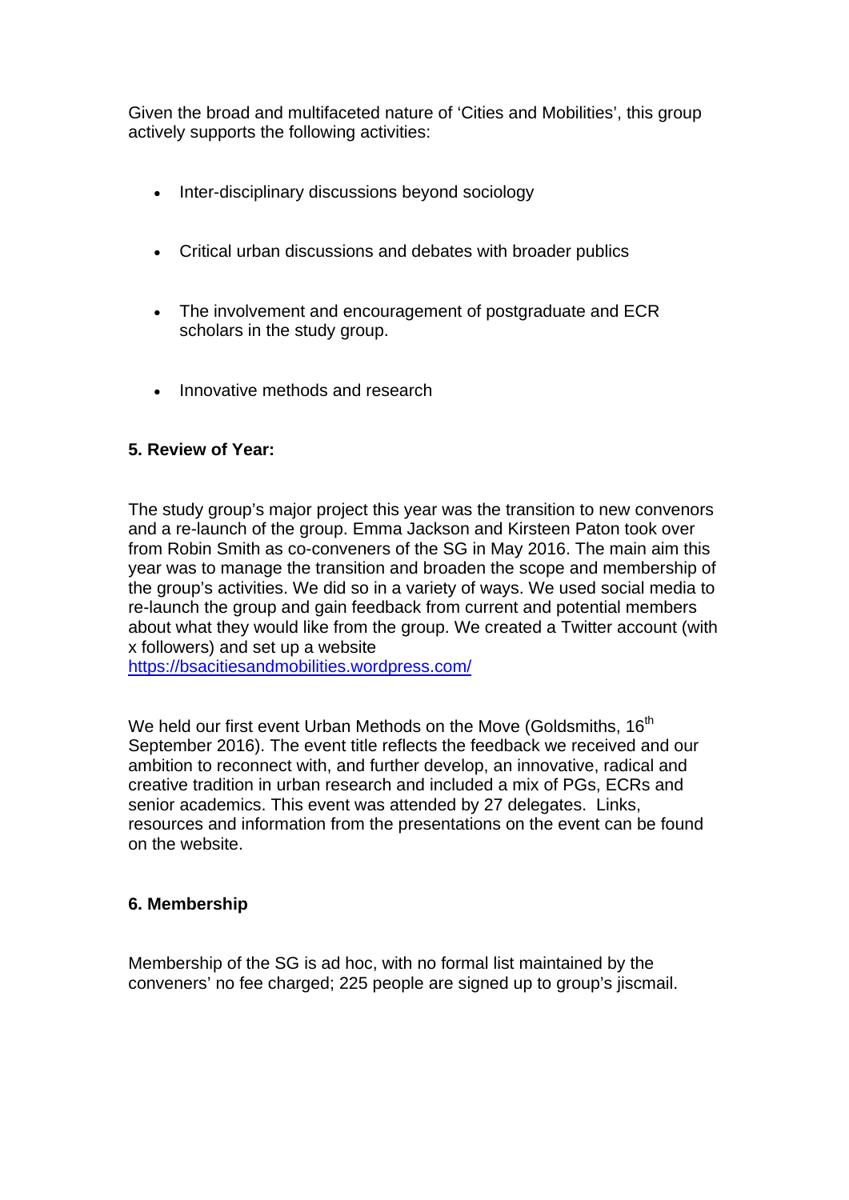Given the broad and multifaceted nature of 'Cities and Mobilities', this group actively supports the following activities:

- Inter-disciplinary discussions beyond sociology
- Critical urban discussions and debates with broader publics
- The involvement and encouragement of postgraduate and ECR scholars in the study group.
- Innovative methods and research

**5. Review of Year:**

The study group's major project this year was the transition to new convenors and a re-launch of the group. Emma Jackson and Kirsteen Paton took over from Robin Smith as co-conveners of the SG in May 2016. The main aim this year was to manage the transition and broaden the scope and membership of the group's activities. We did so in a variety of ways. We used social media to re-launch the group and gain feedback from current and potential members about what they would like from the group. We created a Twitter account (with x followers) and set up a website https://bsacitiesandmobilities.wordpress.com/

We held our first event Urban Methods on the Move (Goldsmiths, 16th September 2016). The event title reflects the feedback we received and our ambition to reconnect with, and further develop, an innovative, radical and creative tradition in urban research and included a mix of PGs, ECRs and senior academics. This event was attended by 27 delegates. Links, resources and information from the presentations on the event can be found on the website.

**6. Membership**

Membership of the SG is ad hoc, with no formal list maintained by the conveners' no fee charged; 225 people are signed up to group's jiscmail.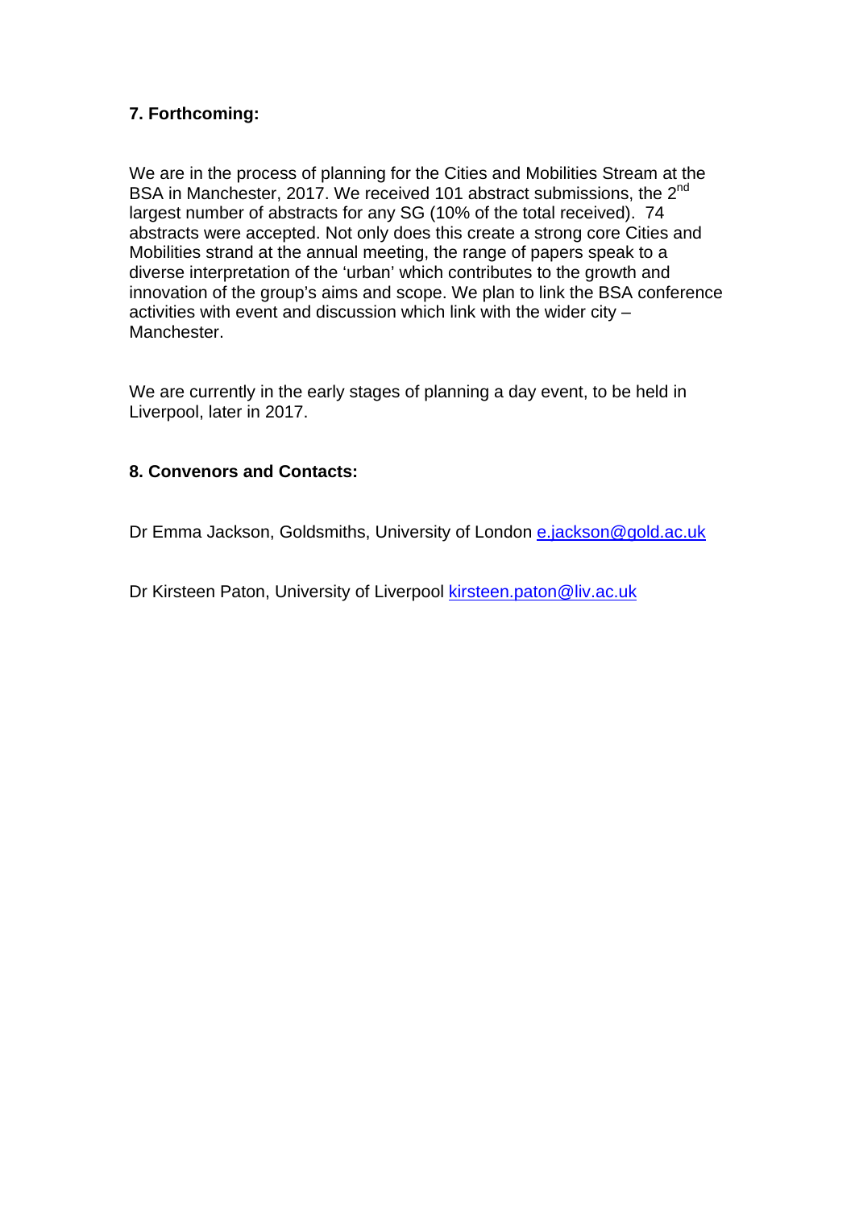**7. Forthcoming:**

We are in the process of planning for the Cities and Mobilities Stream at the BSA in Manchester, 2017. We received 101 abstract submissions, the 2nd largest number of abstracts for any SG (10% of the total received). 74 abstracts were accepted. Not only does this create a strong core Cities and Mobilities strand at the annual meeting, the range of papers speak to a diverse interpretation of the 'urban' which contributes to the growth and innovation of the group's aims and scope. We plan to link the BSA conference activities with event and discussion which link with the wider city – Manchester.

We are currently in the early stages of planning a day event, to be held in Liverpool, later in 2017.

**8. Convenors and Contacts:**

Dr Emma Jackson, Goldsmiths, University of London e.jackson@gold.ac.uk

Dr Kirsteen Paton, University of Liverpool kirsteen.paton@liv.ac.uk